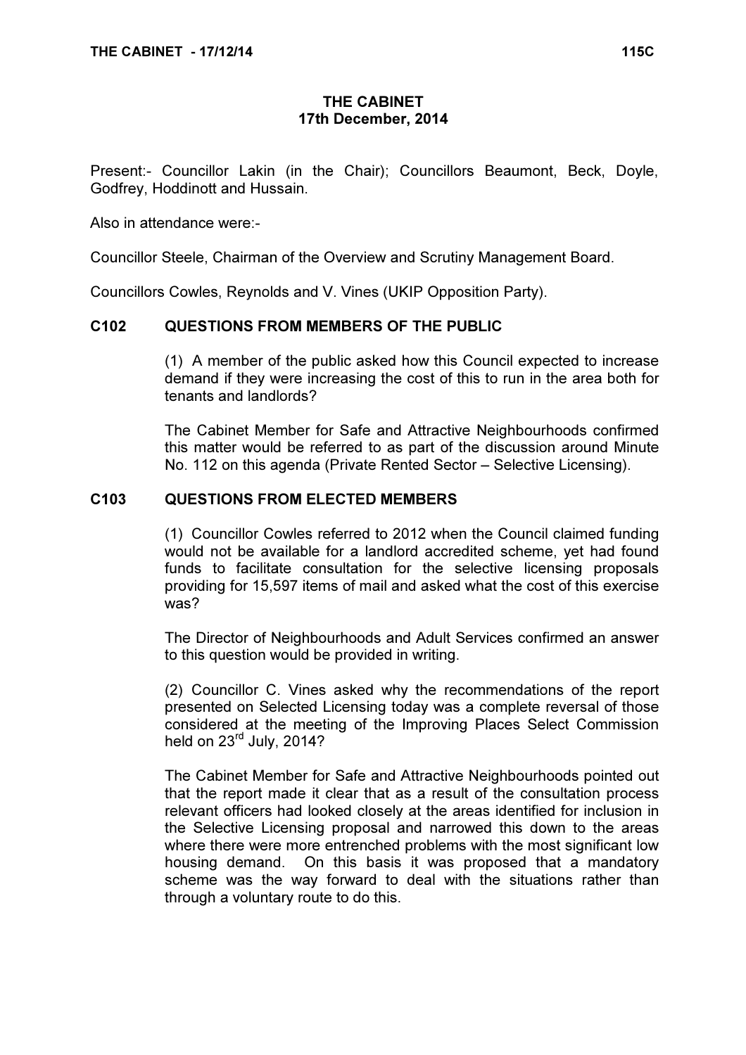# THE CABINET
## 17th December, 2014

Present:- Councillor Lakin (in the Chair); Councillors Beaumont, Beck, Doyle, Godfrey, Hoddinott and Hussain.

Also in attendance were:-

Councillor Steele, Chairman of the Overview and Scrutiny Management Board.

Councillors Cowles, Reynolds and V. Vines (UKIP Opposition Party).

### C102 QUESTIONS FROM MEMBERS OF THE PUBLIC

(1) A member of the public asked how this Council expected to increase demand if they were increasing the cost of this to run in the area both for tenants and landlords?

The Cabinet Member for Safe and Attractive Neighbourhoods confirmed this matter would be referred to as part of the discussion around Minute No. 112 on this agenda (Private Rented Sector – Selective Licensing).

### C103 QUESTIONS FROM ELECTED MEMBERS

(1) Councillor Cowles referred to 2012 when the Council claimed funding would not be available for a landlord accredited scheme, yet had found funds to facilitate consultation for the selective licensing proposals providing for 15,597 items of mail and asked what the cost of this exercise was?

The Director of Neighbourhoods and Adult Services confirmed an answer to this question would be provided in writing.

(2) Councillor C. Vines asked why the recommendations of the report presented on Selected Licensing today was a complete reversal of those considered at the meeting of the Improving Places Select Commission held on 23rd July, 2014?

The Cabinet Member for Safe and Attractive Neighbourhoods pointed out that the report made it clear that as a result of the consultation process relevant officers had looked closely at the areas identified for inclusion in the Selective Licensing proposal and narrowed this down to the areas where there were more entrenched problems with the most significant low housing demand. On this basis it was proposed that a mandatory scheme was the way forward to deal with the situations rather than through a voluntary route to do this.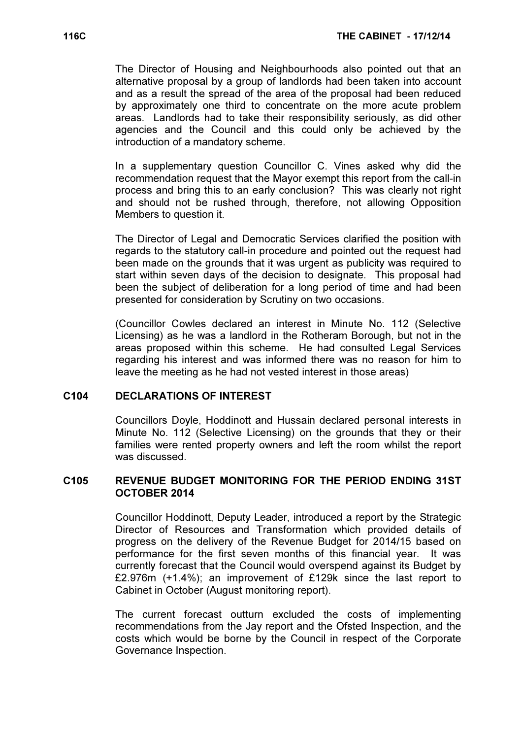The Director of Housing and Neighbourhoods also pointed out that an alternative proposal by a group of landlords had been taken into account and as a result the spread of the area of the proposal had been reduced by approximately one third to concentrate on the more acute problem areas. Landlords had to take their responsibility seriously, as did other agencies and the Council and this could only be achieved by the introduction of a mandatory scheme.

In a supplementary question Councillor C. Vines asked why did the recommendation request that the Mayor exempt this report from the call-in process and bring this to an early conclusion? This was clearly not right and should not be rushed through, therefore, not allowing Opposition Members to question it.

The Director of Legal and Democratic Services clarified the position with regards to the statutory call-in procedure and pointed out the request had been made on the grounds that it was urgent as publicity was required to start within seven days of the decision to designate. This proposal had been the subject of deliberation for a long period of time and had been presented for consideration by Scrutiny on two occasions.

(Councillor Cowles declared an interest in Minute No. 112 (Selective Licensing) as he was a landlord in the Rotheram Borough, but not in the areas proposed within this scheme. He had consulted Legal Services regarding his interest and was informed there was no reason for him to leave the meeting as he had not vested interest in those areas)

## C104 DECLARATIONS OF INTEREST

Councillors Doyle, Hoddinott and Hussain declared personal interests in Minute No. 112 (Selective Licensing) on the grounds that they or their families were rented property owners and left the room whilst the report was discussed.

## C105 REVENUE BUDGET MONITORING FOR THE PERIOD ENDING 31ST OCTOBER 2014

Councillor Hoddinott, Deputy Leader, introduced a report by the Strategic Director of Resources and Transformation which provided details of progress on the delivery of the Revenue Budget for 2014/15 based on performance for the first seven months of this financial year. It was currently forecast that the Council would overspend against its Budget by £2.976m (+1.4%); an improvement of £129k since the last report to Cabinet in October (August monitoring report).

The current forecast outturn excluded the costs of implementing recommendations from the Jay report and the Ofsted Inspection, and the costs which would be borne by the Council in respect of the Corporate Governance Inspection.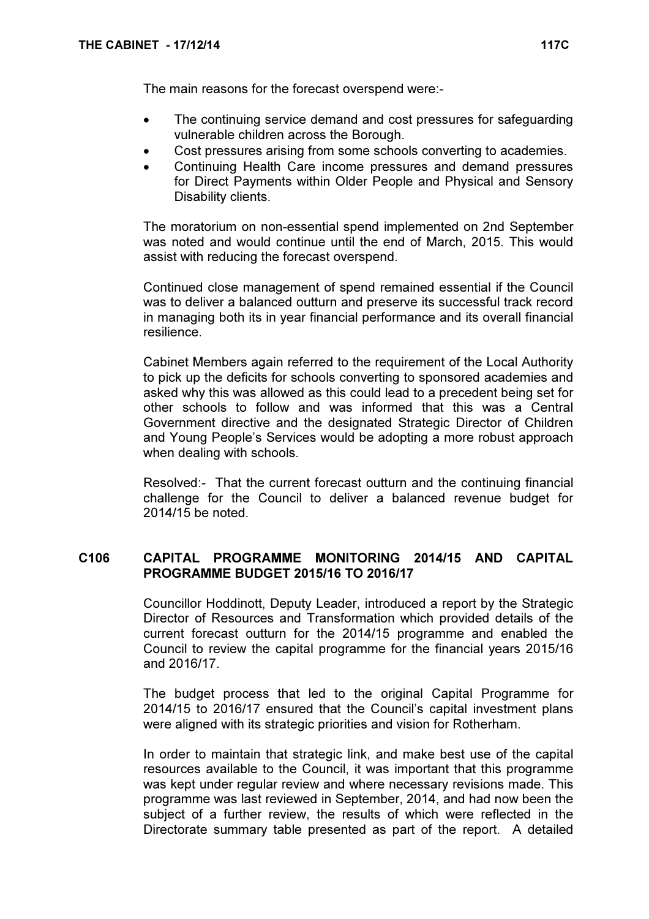The main reasons for the forecast overspend were:-

- The continuing service demand and cost pressures for safeguarding vulnerable children across the Borough.
- Cost pressures arising from some schools converting to academies.
- Continuing Health Care income pressures and demand pressures for Direct Payments within Older People and Physical and Sensory Disability clients.

The moratorium on non-essential spend implemented on 2nd September was noted and would continue until the end of March, 2015. This would assist with reducing the forecast overspend.

Continued close management of spend remained essential if the Council was to deliver a balanced outturn and preserve its successful track record in managing both its in year financial performance and its overall financial resilience.

Cabinet Members again referred to the requirement of the Local Authority to pick up the deficits for schools converting to sponsored academies and asked why this was allowed as this could lead to a precedent being set for other schools to follow and was informed that this was a Central Government directive and the designated Strategic Director of Children and Young People's Services would be adopting a more robust approach when dealing with schools.

Resolved:- That the current forecast outturn and the continuing financial challenge for the Council to deliver a balanced revenue budget for 2014/15 be noted.

## C106 CAPITAL PROGRAMME MONITORING 2014/15 AND CAPITAL PROGRAMME BUDGET 2015/16 TO 2016/17

Councillor Hoddinott, Deputy Leader, introduced a report by the Strategic Director of Resources and Transformation which provided details of the current forecast outturn for the 2014/15 programme and enabled the Council to review the capital programme for the financial years 2015/16 and 2016/17.

The budget process that led to the original Capital Programme for 2014/15 to 2016/17 ensured that the Council's capital investment plans were aligned with its strategic priorities and vision for Rotherham.

In order to maintain that strategic link, and make best use of the capital resources available to the Council, it was important that this programme was kept under regular review and where necessary revisions made. This programme was last reviewed in September, 2014, and had now been the subject of a further review, the results of which were reflected in the Directorate summary table presented as part of the report. A detailed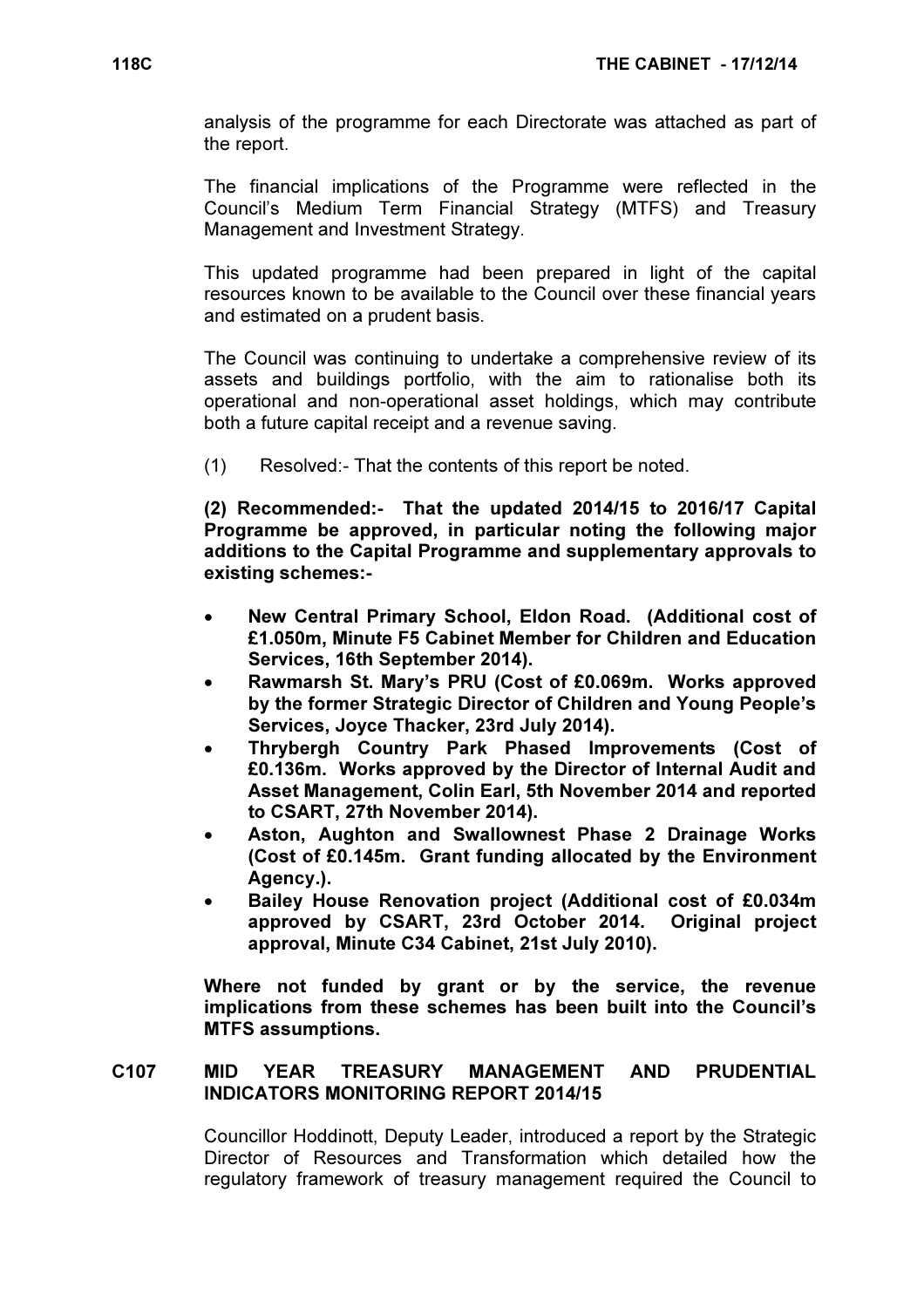analysis of the programme for each Directorate was attached as part of the report.

The financial implications of the Programme were reflected in the Council's Medium Term Financial Strategy (MTFS) and Treasury Management and Investment Strategy.

This updated programme had been prepared in light of the capital resources known to be available to the Council over these financial years and estimated on a prudent basis.

The Council was continuing to undertake a comprehensive review of its assets and buildings portfolio, with the aim to rationalise both its operational and non-operational asset holdings, which may contribute both a future capital receipt and a revenue saving.

(1) Resolved:- That the contents of this report be noted.

**(2) Recommended:- That the updated 2014/15 to 2016/17 Capital Programme be approved, in particular noting the following major additions to the Capital Programme and supplementary approvals to existing schemes:-**

- **New Central Primary School, Eldon Road. (Additional cost of £1.050m, Minute F5 Cabinet Member for Children and Education Services, 16th September 2014).**
- **Rawmarsh St. Mary's PRU (Cost of £0.069m. Works approved by the former Strategic Director of Children and Young People's Services, Joyce Thacker, 23rd July 2014).**
- **Thrybergh Country Park Phased Improvements (Cost of £0.136m. Works approved by the Director of Internal Audit and Asset Management, Colin Earl, 5th November 2014 and reported to CSART, 27th November 2014).**
- **Aston, Aughton and Swallownest Phase 2 Drainage Works (Cost of £0.145m. Grant funding allocated by the Environment Agency.).**
- **Bailey House Renovation project (Additional cost of £0.034m approved by CSART, 23rd October 2014. Original project approval, Minute C34 Cabinet, 21st July 2010).**

**Where not funded by grant or by the service, the revenue implications from these schemes has been built into the Council's MTFS assumptions.**

## C107 MID YEAR TREASURY MANAGEMENT AND PRUDENTIAL INDICATORS MONITORING REPORT 2014/15

Councillor Hoddinott, Deputy Leader, introduced a report by the Strategic Director of Resources and Transformation which detailed how the regulatory framework of treasury management required the Council to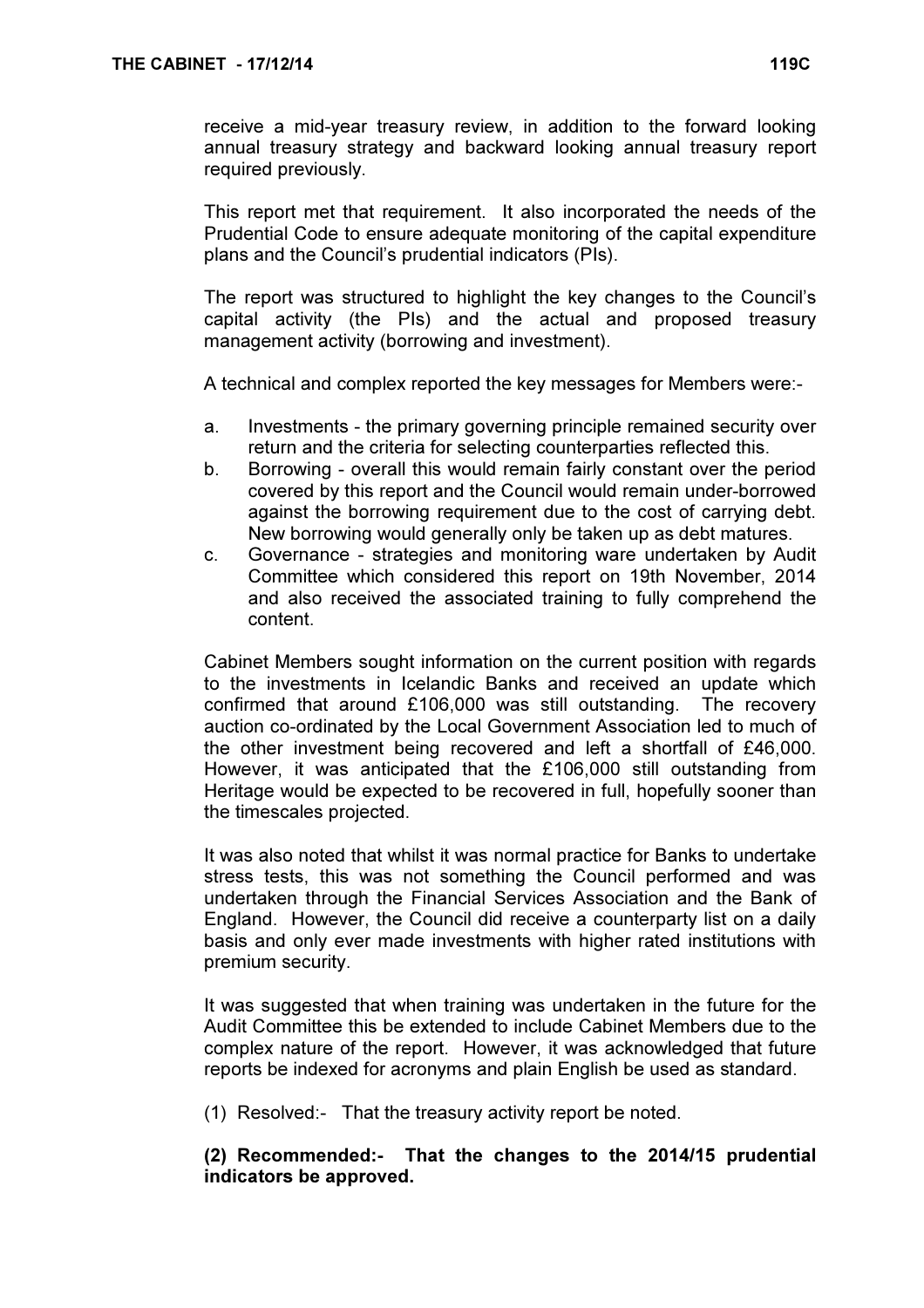receive a mid-year treasury review, in addition to the forward looking annual treasury strategy and backward looking annual treasury report required previously.

This report met that requirement. It also incorporated the needs of the Prudential Code to ensure adequate monitoring of the capital expenditure plans and the Council's prudential indicators (PIs).

The report was structured to highlight the key changes to the Council's capital activity (the PIs) and the actual and proposed treasury management activity (borrowing and investment).

A technical and complex reported the key messages for Members were:-

a. Investments - the primary governing principle remained security over return and the criteria for selecting counterparties reflected this.
b. Borrowing - overall this would remain fairly constant over the period covered by this report and the Council would remain under-borrowed against the borrowing requirement due to the cost of carrying debt. New borrowing would generally only be taken up as debt matures.
c. Governance - strategies and monitoring ware undertaken by Audit Committee which considered this report on 19th November, 2014 and also received the associated training to fully comprehend the content.

Cabinet Members sought information on the current position with regards to the investments in Icelandic Banks and received an update which confirmed that around £106,000 was still outstanding. The recovery auction co-ordinated by the Local Government Association led to much of the other investment being recovered and left a shortfall of £46,000. However, it was anticipated that the £106,000 still outstanding from Heritage would be expected to be recovered in full, hopefully sooner than the timescales projected.

It was also noted that whilst it was normal practice for Banks to undertake stress tests, this was not something the Council performed and was undertaken through the Financial Services Association and the Bank of England. However, the Council did receive a counterparty list on a daily basis and only ever made investments with higher rated institutions with premium security.

It was suggested that when training was undertaken in the future for the Audit Committee this be extended to include Cabinet Members due to the complex nature of the report. However, it was acknowledged that future reports be indexed for acronyms and plain English be used as standard.

(1) Resolved:- That the treasury activity report be noted.

**(2) Recommended:- That the changes to the 2014/15 prudential indicators be approved.**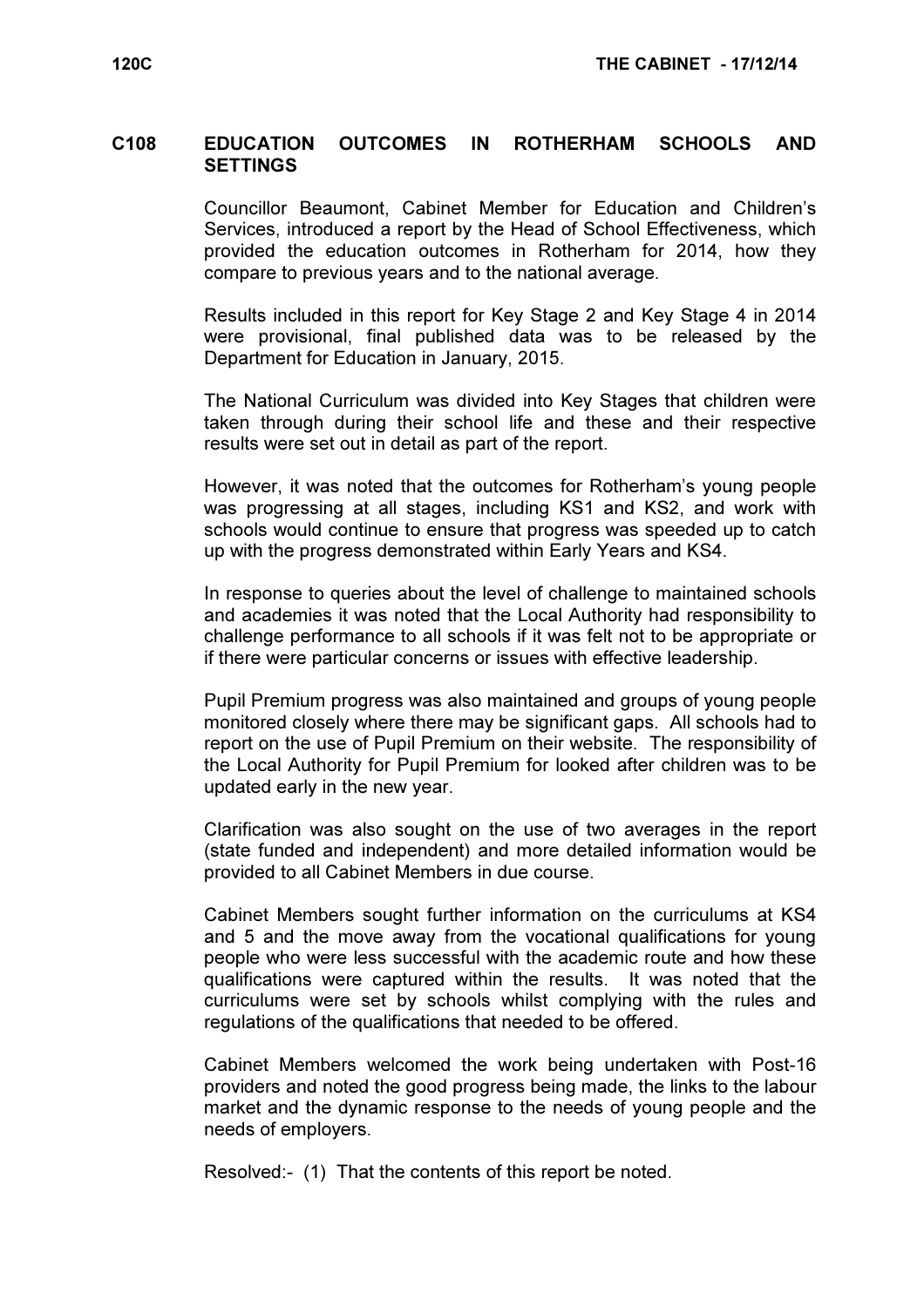## C108 EDUCATION OUTCOMES IN ROTHERHAM SCHOOLS AND SETTINGS

Councillor Beaumont, Cabinet Member for Education and Children's Services, introduced a report by the Head of School Effectiveness, which provided the education outcomes in Rotherham for 2014, how they compare to previous years and to the national average.

Results included in this report for Key Stage 2 and Key Stage 4 in 2014 were provisional, final published data was to be released by the Department for Education in January, 2015.

The National Curriculum was divided into Key Stages that children were taken through during their school life and these and their respective results were set out in detail as part of the report.

However, it was noted that the outcomes for Rotherham's young people was progressing at all stages, including KS1 and KS2, and work with schools would continue to ensure that progress was speeded up to catch up with the progress demonstrated within Early Years and KS4.

In response to queries about the level of challenge to maintained schools and academies it was noted that the Local Authority had responsibility to challenge performance to all schools if it was felt not to be appropriate or if there were particular concerns or issues with effective leadership.

Pupil Premium progress was also maintained and groups of young people monitored closely where there may be significant gaps. All schools had to report on the use of Pupil Premium on their website. The responsibility of the Local Authority for Pupil Premium for looked after children was to be updated early in the new year.

Clarification was also sought on the use of two averages in the report (state funded and independent) and more detailed information would be provided to all Cabinet Members in due course.

Cabinet Members sought further information on the curriculums at KS4 and 5 and the move away from the vocational qualifications for young people who were less successful with the academic route and how these qualifications were captured within the results. It was noted that the curriculums were set by schools whilst complying with the rules and regulations of the qualifications that needed to be offered.

Cabinet Members welcomed the work being undertaken with Post-16 providers and noted the good progress being made, the links to the labour market and the dynamic response to the needs of young people and the needs of employers.

Resolved:- (1) That the contents of this report be noted.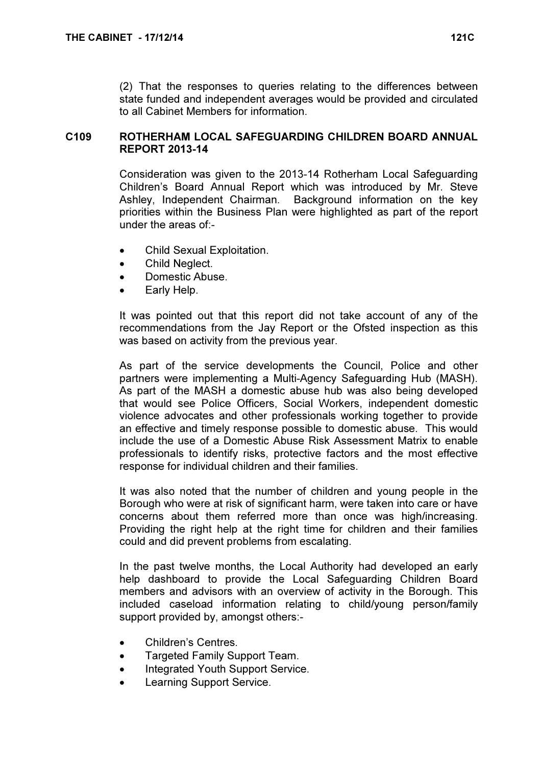(2) That the responses to queries relating to the differences between state funded and independent averages would be provided and circulated to all Cabinet Members for information.

## C109 ROTHERHAM LOCAL SAFEGUARDING CHILDREN BOARD ANNUAL REPORT 2013-14

Consideration was given to the 2013-14 Rotherham Local Safeguarding Children's Board Annual Report which was introduced by Mr. Steve Ashley, Independent Chairman. Background information on the key priorities within the Business Plan were highlighted as part of the report under the areas of:-

- Child Sexual Exploitation.
- Child Neglect.
- Domestic Abuse.
- Early Help.

It was pointed out that this report did not take account of any of the recommendations from the Jay Report or the Ofsted inspection as this was based on activity from the previous year.

As part of the service developments the Council, Police and other partners were implementing a Multi-Agency Safeguarding Hub (MASH). As part of the MASH a domestic abuse hub was also being developed that would see Police Officers, Social Workers, independent domestic violence advocates and other professionals working together to provide an effective and timely response possible to domestic abuse. This would include the use of a Domestic Abuse Risk Assessment Matrix to enable professionals to identify risks, protective factors and the most effective response for individual children and their families.

It was also noted that the number of children and young people in the Borough who were at risk of significant harm, were taken into care or have concerns about them referred more than once was high/increasing. Providing the right help at the right time for children and their families could and did prevent problems from escalating.

In the past twelve months, the Local Authority had developed an early help dashboard to provide the Local Safeguarding Children Board members and advisors with an overview of activity in the Borough. This included caseload information relating to child/young person/family support provided by, amongst others:-

- Children's Centres.
- Targeted Family Support Team.
- Integrated Youth Support Service.
- Learning Support Service.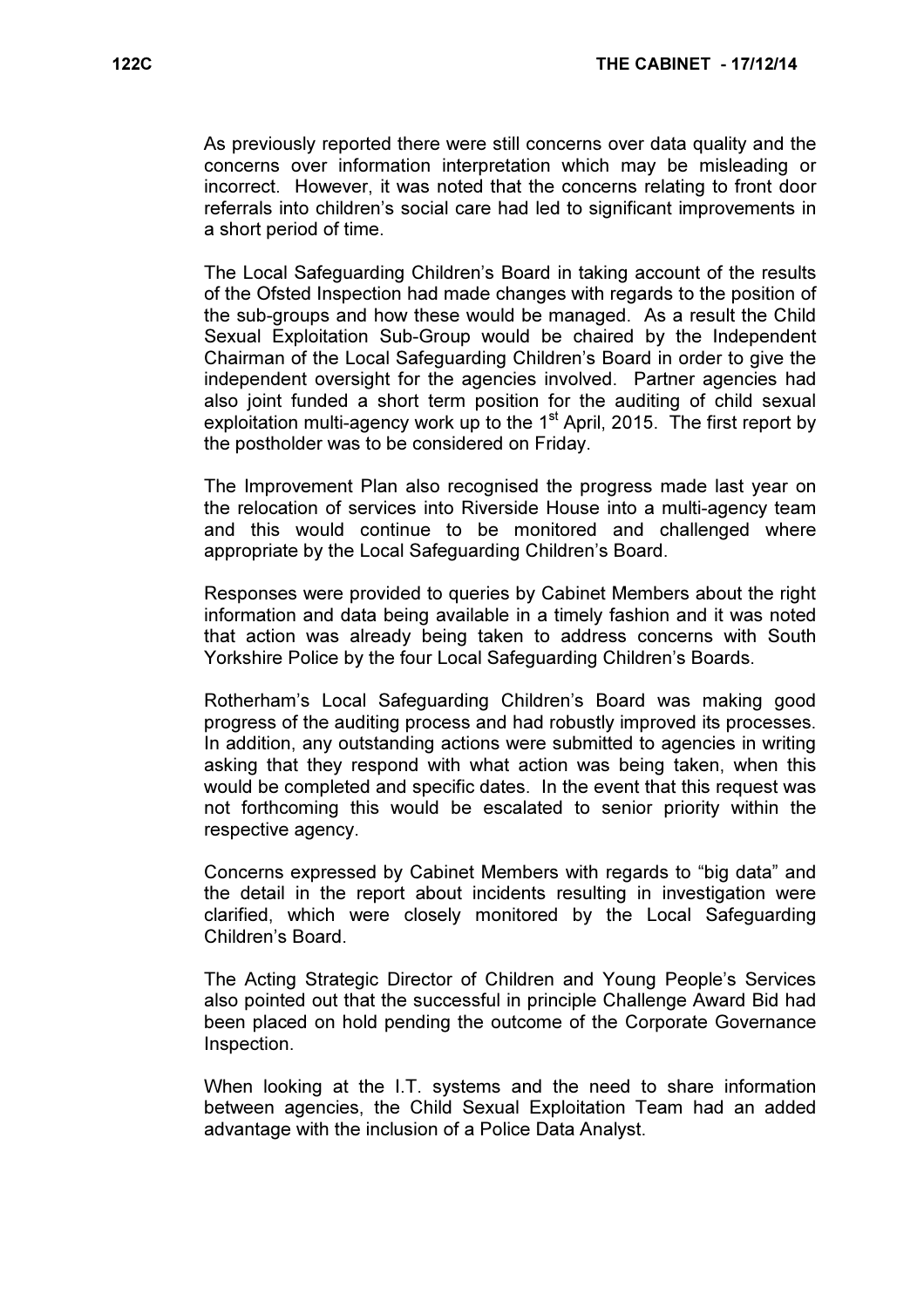As previously reported there were still concerns over data quality and the concerns over information interpretation which may be misleading or incorrect. However, it was noted that the concerns relating to front door referrals into children's social care had led to significant improvements in a short period of time.

The Local Safeguarding Children's Board in taking account of the results of the Ofsted Inspection had made changes with regards to the position of the sub-groups and how these would be managed. As a result the Child Sexual Exploitation Sub-Group would be chaired by the Independent Chairman of the Local Safeguarding Children's Board in order to give the independent oversight for the agencies involved. Partner agencies had also joint funded a short term position for the auditing of child sexual exploitation multi-agency work up to the 1st April, 2015. The first report by the postholder was to be considered on Friday.

The Improvement Plan also recognised the progress made last year on the relocation of services into Riverside House into a multi-agency team and this would continue to be monitored and challenged where appropriate by the Local Safeguarding Children's Board.

Responses were provided to queries by Cabinet Members about the right information and data being available in a timely fashion and it was noted that action was already being taken to address concerns with South Yorkshire Police by the four Local Safeguarding Children's Boards.

Rotherham's Local Safeguarding Children's Board was making good progress of the auditing process and had robustly improved its processes. In addition, any outstanding actions were submitted to agencies in writing asking that they respond with what action was being taken, when this would be completed and specific dates. In the event that this request was not forthcoming this would be escalated to senior priority within the respective agency.

Concerns expressed by Cabinet Members with regards to "big data" and the detail in the report about incidents resulting in investigation were clarified, which were closely monitored by the Local Safeguarding Children's Board.

The Acting Strategic Director of Children and Young People's Services also pointed out that the successful in principle Challenge Award Bid had been placed on hold pending the outcome of the Corporate Governance Inspection.

When looking at the I.T. systems and the need to share information between agencies, the Child Sexual Exploitation Team had an added advantage with the inclusion of a Police Data Analyst.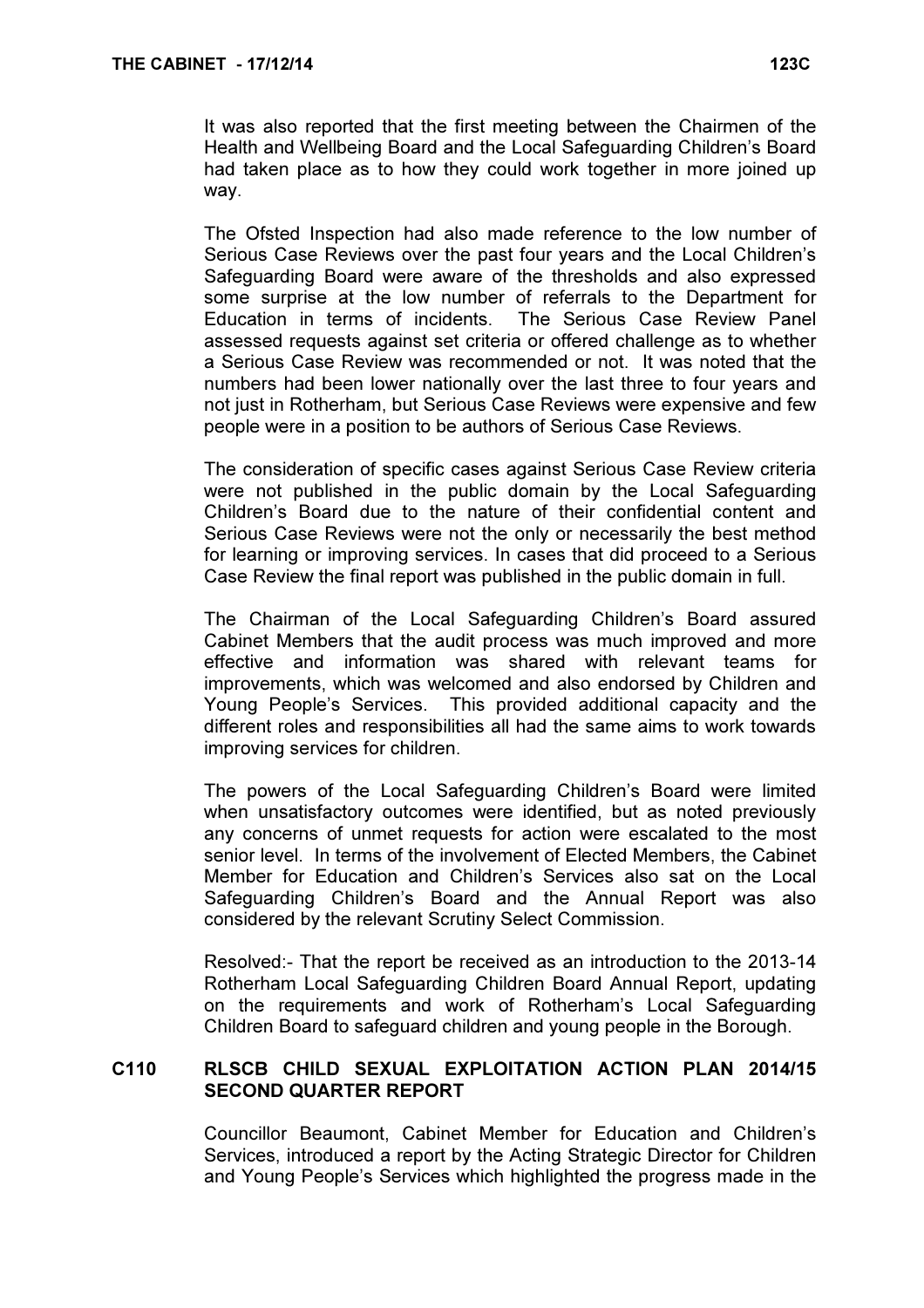It was also reported that the first meeting between the Chairmen of the Health and Wellbeing Board and the Local Safeguarding Children's Board had taken place as to how they could work together in more joined up way.

The Ofsted Inspection had also made reference to the low number of Serious Case Reviews over the past four years and the Local Children's Safeguarding Board were aware of the thresholds and also expressed some surprise at the low number of referrals to the Department for Education in terms of incidents. The Serious Case Review Panel assessed requests against set criteria or offered challenge as to whether a Serious Case Review was recommended or not. It was noted that the numbers had been lower nationally over the last three to four years and not just in Rotherham, but Serious Case Reviews were expensive and few people were in a position to be authors of Serious Case Reviews.

The consideration of specific cases against Serious Case Review criteria were not published in the public domain by the Local Safeguarding Children's Board due to the nature of their confidential content and Serious Case Reviews were not the only or necessarily the best method for learning or improving services. In cases that did proceed to a Serious Case Review the final report was published in the public domain in full.

The Chairman of the Local Safeguarding Children's Board assured Cabinet Members that the audit process was much improved and more effective and information was shared with relevant teams for improvements, which was welcomed and also endorsed by Children and Young People's Services. This provided additional capacity and the different roles and responsibilities all had the same aims to work towards improving services for children.

The powers of the Local Safeguarding Children's Board were limited when unsatisfactory outcomes were identified, but as noted previously any concerns of unmet requests for action were escalated to the most senior level. In terms of the involvement of Elected Members, the Cabinet Member for Education and Children's Services also sat on the Local Safeguarding Children's Board and the Annual Report was also considered by the relevant Scrutiny Select Commission.

Resolved:- That the report be received as an introduction to the 2013-14 Rotherham Local Safeguarding Children Board Annual Report, updating on the requirements and work of Rotherham's Local Safeguarding Children Board to safeguard children and young people in the Borough.

## C110 RLSCB CHILD SEXUAL EXPLOITATION ACTION PLAN 2014/15 SECOND QUARTER REPORT

Councillor Beaumont, Cabinet Member for Education and Children's Services, introduced a report by the Acting Strategic Director for Children and Young People's Services which highlighted the progress made in the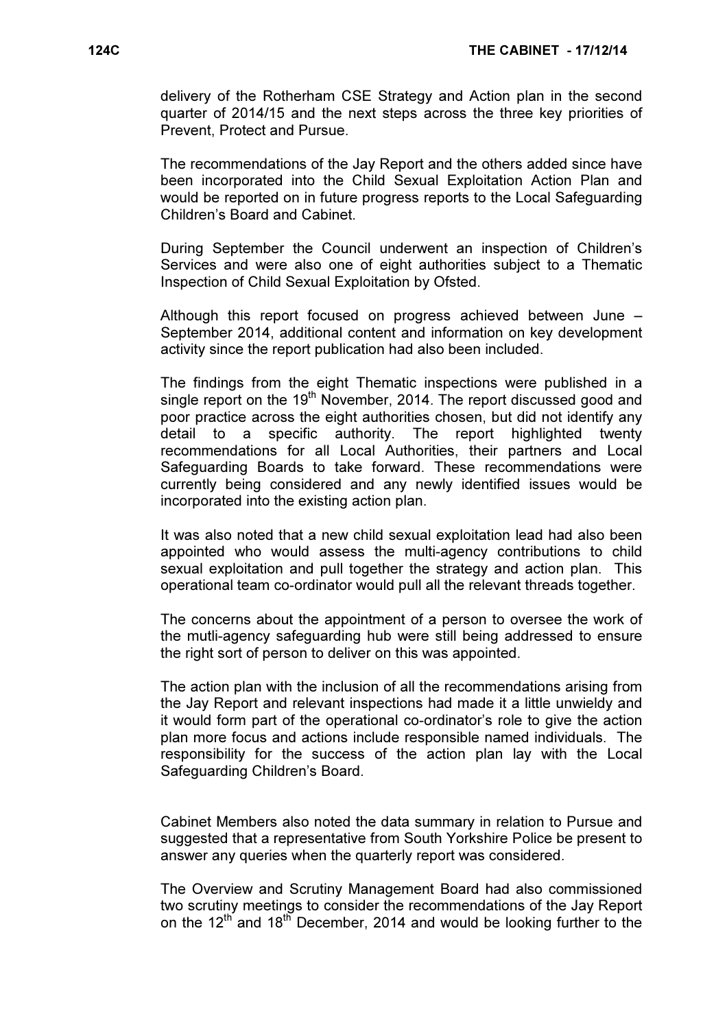delivery of the Rotherham CSE Strategy and Action plan in the second quarter of 2014/15 and the next steps across the three key priorities of Prevent, Protect and Pursue.

The recommendations of the Jay Report and the others added since have been incorporated into the Child Sexual Exploitation Action Plan and would be reported on in future progress reports to the Local Safeguarding Children's Board and Cabinet.

During September the Council underwent an inspection of Children's Services and were also one of eight authorities subject to a Thematic Inspection of Child Sexual Exploitation by Ofsted.

Although this report focused on progress achieved between June – September 2014, additional content and information on key development activity since the report publication had also been included.

The findings from the eight Thematic inspections were published in a single report on the 19th November, 2014. The report discussed good and poor practice across the eight authorities chosen, but did not identify any detail to a specific authority. The report highlighted twenty recommendations for all Local Authorities, their partners and Local Safeguarding Boards to take forward. These recommendations were currently being considered and any newly identified issues would be incorporated into the existing action plan.

It was also noted that a new child sexual exploitation lead had also been appointed who would assess the multi-agency contributions to child sexual exploitation and pull together the strategy and action plan. This operational team co-ordinator would pull all the relevant threads together.

The concerns about the appointment of a person to oversee the work of the mutli-agency safeguarding hub were still being addressed to ensure the right sort of person to deliver on this was appointed.

The action plan with the inclusion of all the recommendations arising from the Jay Report and relevant inspections had made it a little unwieldy and it would form part of the operational co-ordinator's role to give the action plan more focus and actions include responsible named individuals. The responsibility for the success of the action plan lay with the Local Safeguarding Children's Board.

Cabinet Members also noted the data summary in relation to Pursue and suggested that a representative from South Yorkshire Police be present to answer any queries when the quarterly report was considered.

The Overview and Scrutiny Management Board had also commissioned two scrutiny meetings to consider the recommendations of the Jay Report on the 12th and 18th December, 2014 and would be looking further to the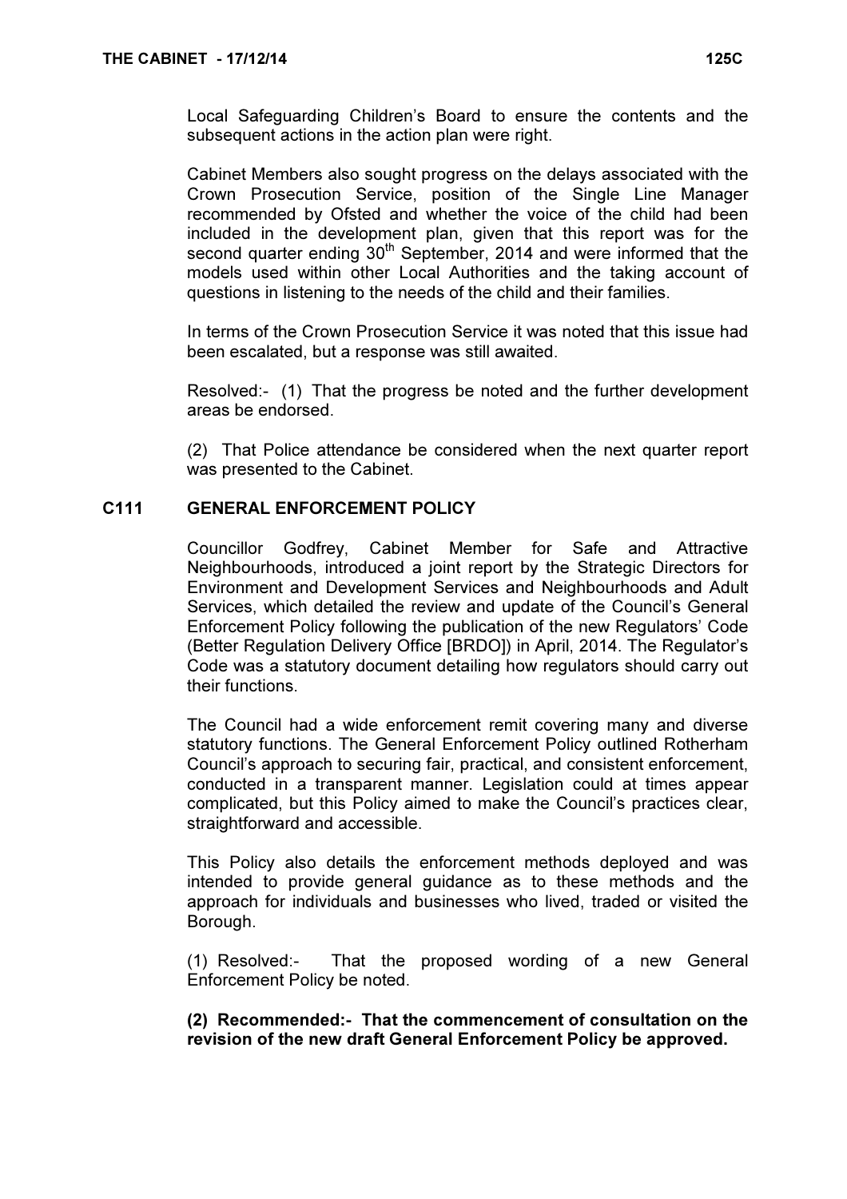Local Safeguarding Children's Board to ensure the contents and the subsequent actions in the action plan were right.

Cabinet Members also sought progress on the delays associated with the Crown Prosecution Service, position of the Single Line Manager recommended by Ofsted and whether the voice of the child had been included in the development plan, given that this report was for the second quarter ending 30th September, 2014 and were informed that the models used within other Local Authorities and the taking account of questions in listening to the needs of the child and their families.

In terms of the Crown Prosecution Service it was noted that this issue had been escalated, but a response was still awaited.

Resolved:- (1) That the progress be noted and the further development areas be endorsed.

(2) That Police attendance be considered when the next quarter report was presented to the Cabinet.

## C111 GENERAL ENFORCEMENT POLICY

Councillor Godfrey, Cabinet Member for Safe and Attractive Neighbourhoods, introduced a joint report by the Strategic Directors for Environment and Development Services and Neighbourhoods and Adult Services, which detailed the review and update of the Council's General Enforcement Policy following the publication of the new Regulators' Code (Better Regulation Delivery Office [BRDO]) in April, 2014. The Regulator's Code was a statutory document detailing how regulators should carry out their functions.

The Council had a wide enforcement remit covering many and diverse statutory functions. The General Enforcement Policy outlined Rotherham Council's approach to securing fair, practical, and consistent enforcement, conducted in a transparent manner. Legislation could at times appear complicated, but this Policy aimed to make the Council's practices clear, straightforward and accessible.

This Policy also details the enforcement methods deployed and was intended to provide general guidance as to these methods and the approach for individuals and businesses who lived, traded or visited the Borough.

(1) Resolved:- That the proposed wording of a new General Enforcement Policy be noted.

**(2) Recommended:- That the commencement of consultation on the revision of the new draft General Enforcement Policy be approved.**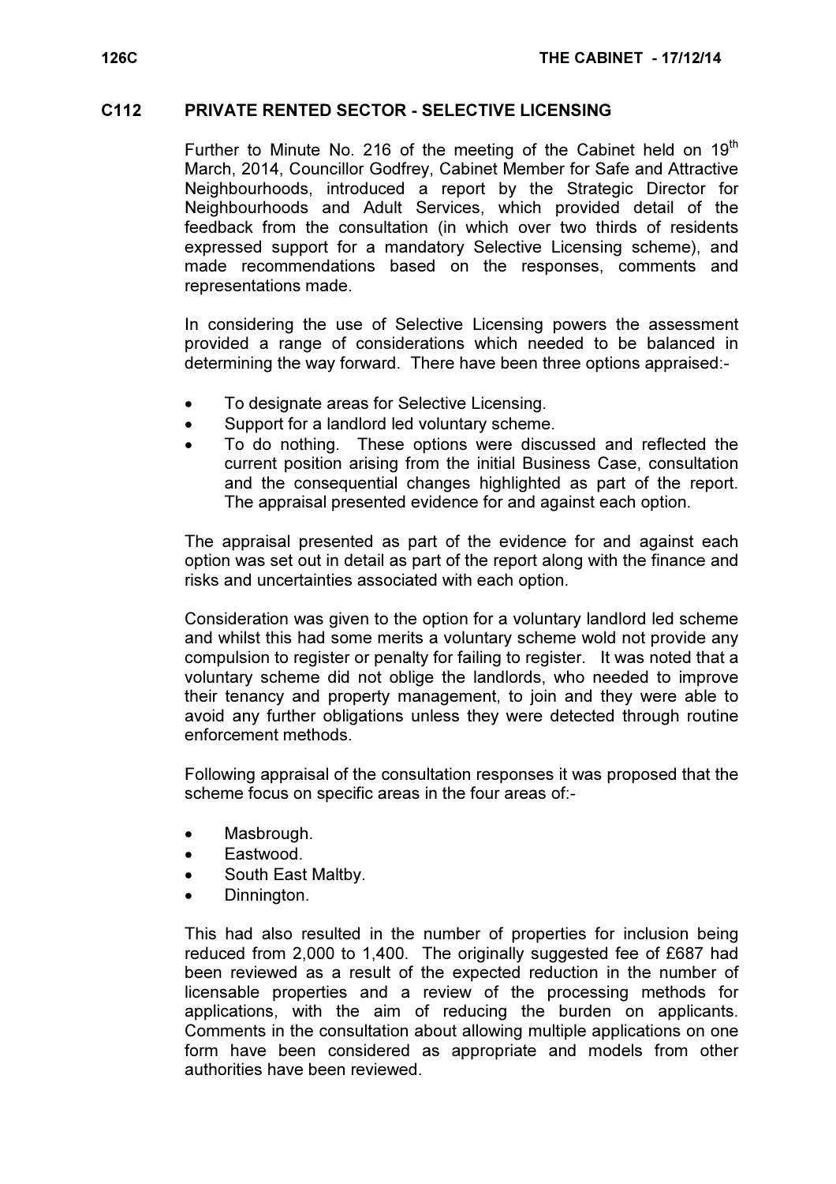## C112 PRIVATE RENTED SECTOR - SELECTIVE LICENSING

Further to Minute No. 216 of the meeting of the Cabinet held on 19th March, 2014, Councillor Godfrey, Cabinet Member for Safe and Attractive Neighbourhoods, introduced a report by the Strategic Director for Neighbourhoods and Adult Services, which provided detail of the feedback from the consultation (in which over two thirds of residents expressed support for a mandatory Selective Licensing scheme), and made recommendations based on the responses, comments and representations made.

In considering the use of Selective Licensing powers the assessment provided a range of considerations which needed to be balanced in determining the way forward. There have been three options appraised:-

- To designate areas for Selective Licensing.
- Support for a landlord led voluntary scheme.
- To do nothing. These options were discussed and reflected the current position arising from the initial Business Case, consultation and the consequential changes highlighted as part of the report. The appraisal presented evidence for and against each option.

The appraisal presented as part of the evidence for and against each option was set out in detail as part of the report along with the finance and risks and uncertainties associated with each option.

Consideration was given to the option for a voluntary landlord led scheme and whilst this had some merits a voluntary scheme wold not provide any compulsion to register or penalty for failing to register. It was noted that a voluntary scheme did not oblige the landlords, who needed to improve their tenancy and property management, to join and they were able to avoid any further obligations unless they were detected through routine enforcement methods.

Following appraisal of the consultation responses it was proposed that the scheme focus on specific areas in the four areas of:-

- Masbrough.
- Eastwood.
- South East Maltby.
- Dinnington.

This had also resulted in the number of properties for inclusion being reduced from 2,000 to 1,400. The originally suggested fee of £687 had been reviewed as a result of the expected reduction in the number of licensable properties and a review of the processing methods for applications, with the aim of reducing the burden on applicants. Comments in the consultation about allowing multiple applications on one form have been considered as appropriate and models from other authorities have been reviewed.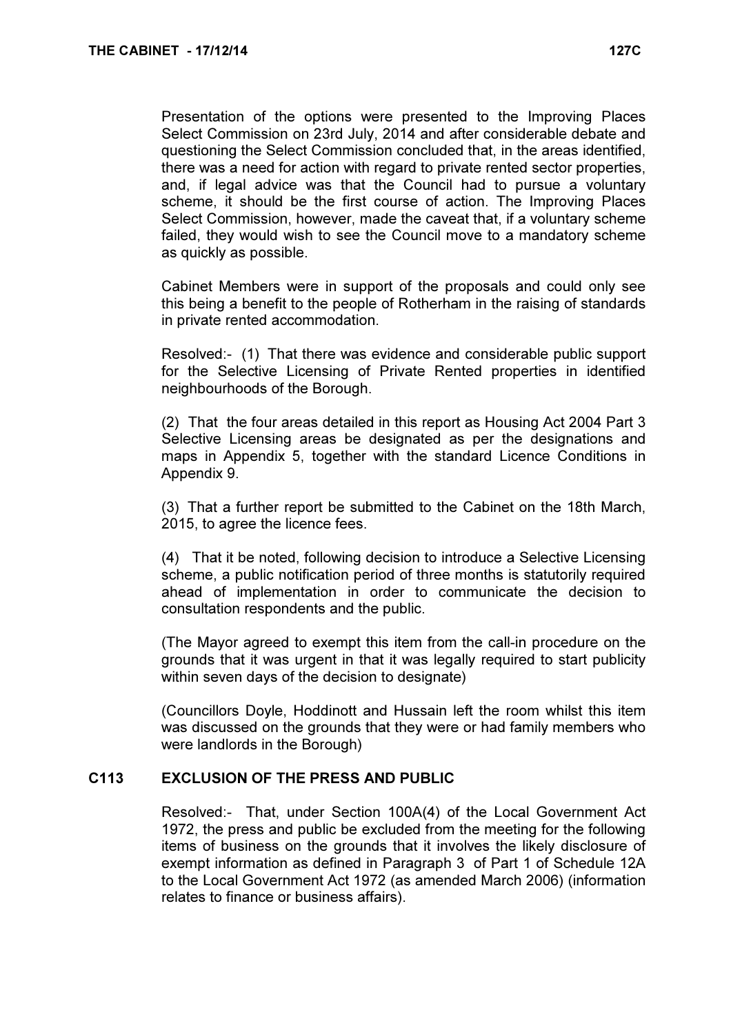Presentation of the options were presented to the Improving Places Select Commission on 23rd July, 2014 and after considerable debate and questioning the Select Commission concluded that, in the areas identified, there was a need for action with regard to private rented sector properties, and, if legal advice was that the Council had to pursue a voluntary scheme, it should be the first course of action. The Improving Places Select Commission, however, made the caveat that, if a voluntary scheme failed, they would wish to see the Council move to a mandatory scheme as quickly as possible.

Cabinet Members were in support of the proposals and could only see this being a benefit to the people of Rotherham in the raising of standards in private rented accommodation.

Resolved:- (1) That there was evidence and considerable public support for the Selective Licensing of Private Rented properties in identified neighbourhoods of the Borough.

(2) That the four areas detailed in this report as Housing Act 2004 Part 3 Selective Licensing areas be designated as per the designations and maps in Appendix 5, together with the standard Licence Conditions in Appendix 9.

(3) That a further report be submitted to the Cabinet on the 18th March, 2015, to agree the licence fees.

(4) That it be noted, following decision to introduce a Selective Licensing scheme, a public notification period of three months is statutorily required ahead of implementation in order to communicate the decision to consultation respondents and the public.

(The Mayor agreed to exempt this item from the call-in procedure on the grounds that it was urgent in that it was legally required to start publicity within seven days of the decision to designate)

(Councillors Doyle, Hoddinott and Hussain left the room whilst this item was discussed on the grounds that they were or had family members who were landlords in the Borough)

## C113 EXCLUSION OF THE PRESS AND PUBLIC

Resolved:- That, under Section 100A(4) of the Local Government Act 1972, the press and public be excluded from the meeting for the following items of business on the grounds that it involves the likely disclosure of exempt information as defined in Paragraph 3 of Part 1 of Schedule 12A to the Local Government Act 1972 (as amended March 2006) (information relates to finance or business affairs).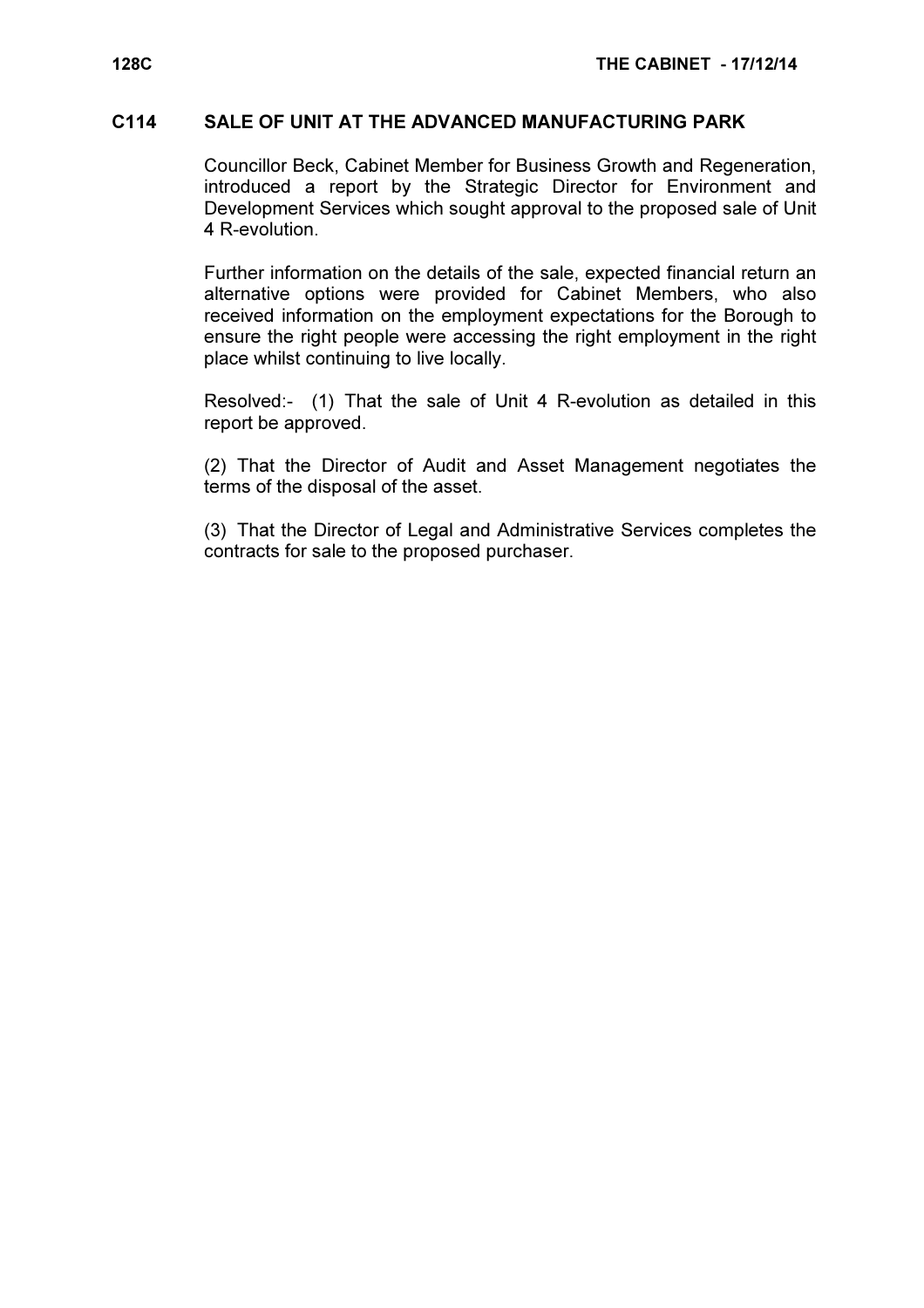## C114 SALE OF UNIT AT THE ADVANCED MANUFACTURING PARK

Councillor Beck, Cabinet Member for Business Growth and Regeneration, introduced a report by the Strategic Director for Environment and Development Services which sought approval to the proposed sale of Unit 4 R-evolution.

Further information on the details of the sale, expected financial return an alternative options were provided for Cabinet Members, who also received information on the employment expectations for the Borough to ensure the right people were accessing the right employment in the right place whilst continuing to live locally.

Resolved:- (1) That the sale of Unit 4 R-evolution as detailed in this report be approved.

(2) That the Director of Audit and Asset Management negotiates the terms of the disposal of the asset.

(3) That the Director of Legal and Administrative Services completes the contracts for sale to the proposed purchaser.